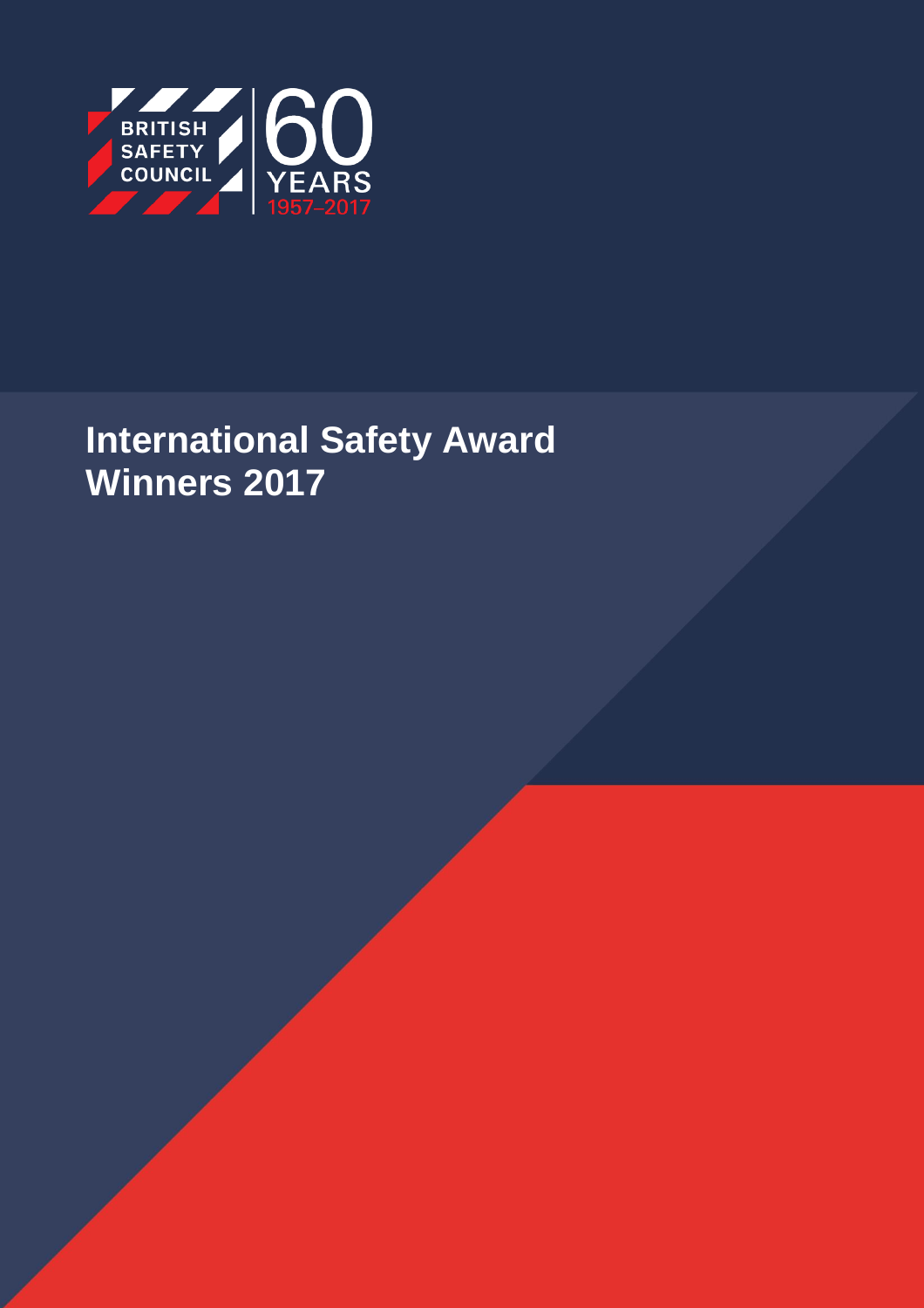BRITISH SAFETY COUNCIL

60 YEARS 1957–2017

# International Safety Award Winners 2017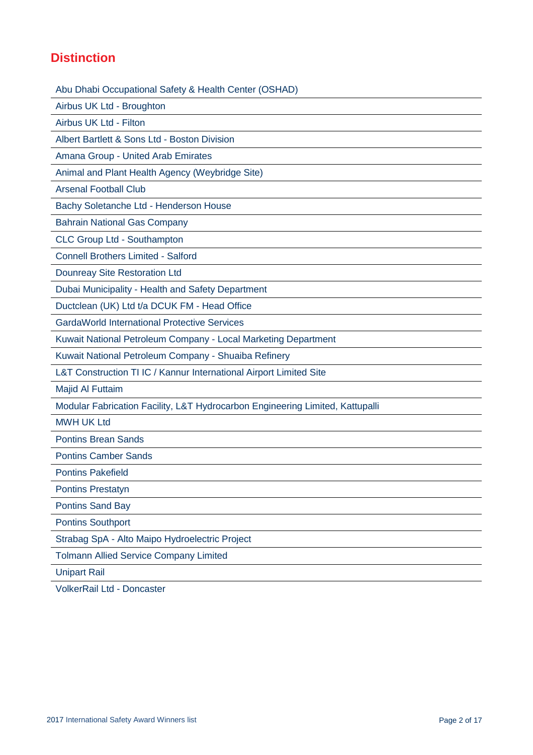## Distinction

| |
|---|
| Abu Dhabi Occupational Safety & Health Center (OSHAD) |
| Airbus UK Ltd - Broughton |
| Airbus UK Ltd - Filton |
| Albert Bartlett & Sons Ltd - Boston Division |
| Amana Group - United Arab Emirates |
| Animal and Plant Health Agency (Weybridge Site) |
| Arsenal Football Club |
| Bachy Soletanche Ltd - Henderson House |
| Bahrain National Gas Company |
| CLC Group Ltd - Southampton |
| Connell Brothers Limited - Salford |
| Dounreay Site Restoration Ltd |
| Dubai Municipality - Health and Safety Department |
| Ductclean (UK) Ltd t/a DCUK FM - Head Office |
| GardaWorld International Protective Services |
| Kuwait National Petroleum Company - Local Marketing Department |
| Kuwait National Petroleum Company - Shuaiba Refinery |
| L&T Construction TI IC / Kannur International Airport Limited Site |
| Majid Al Futtaim |
| Modular Fabrication Facility, L&T Hydrocarbon Engineering Limited, Kattupalli |
| MWH UK Ltd |
| Pontins Brean Sands |
| Pontins Camber Sands |
| Pontins Pakefield |
| Pontins Prestatyn |
| Pontins Sand Bay |
| Pontins Southport |
| Strabag SpA - Alto Maipo Hydroelectric Project |
| Tolmann Allied Service Company Limited |
| Unipart Rail |
| VolkerRail Ltd - Doncaster |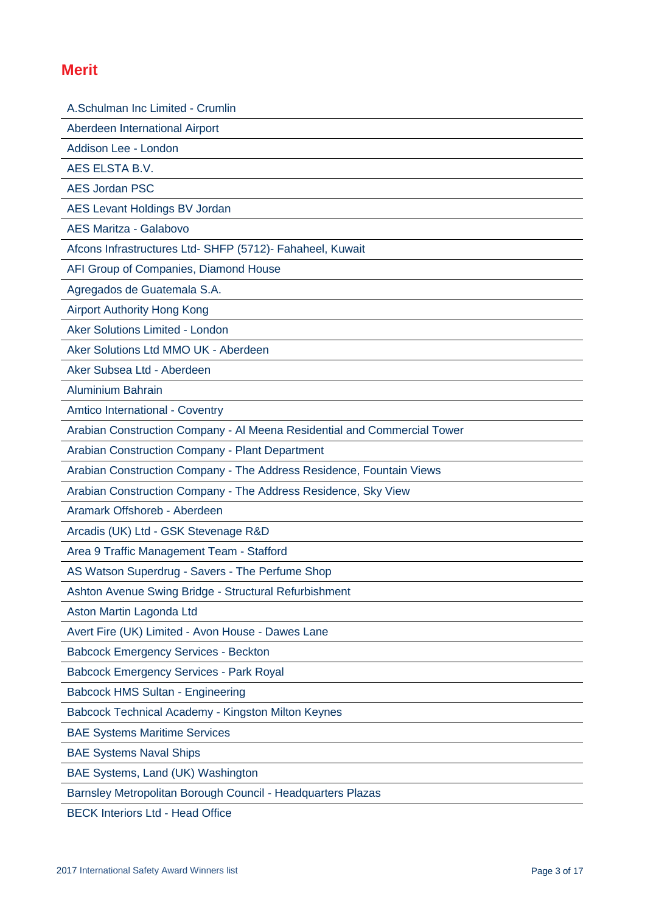## Merit

A.Schulman Inc Limited - Crumlin

Aberdeen International Airport

Addison Lee - London

AES ELSTA B.V.

AES Jordan PSC

AES Levant Holdings BV Jordan

AES Maritza - Galabovo

Afcons Infrastructures Ltd- SHFP (5712)- Fahaheel, Kuwait

AFI Group of Companies, Diamond House

Agregados de Guatemala S.A.

Airport Authority Hong Kong

Aker Solutions Limited - London

Aker Solutions Ltd MMO UK - Aberdeen

Aker Subsea Ltd - Aberdeen

Aluminium Bahrain

Amtico International - Coventry

Arabian Construction Company - Al Meena Residential and Commercial Tower

Arabian Construction Company - Plant Department

Arabian Construction Company - The Address Residence, Fountain Views

Arabian Construction Company - The Address Residence, Sky View

Aramark Offshoreb - Aberdeen

Arcadis (UK) Ltd - GSK Stevenage R&D

Area 9 Traffic Management Team - Stafford

AS Watson Superdrug - Savers - The Perfume Shop

Ashton Avenue Swing Bridge - Structural Refurbishment

Aston Martin Lagonda Ltd

Avert Fire (UK) Limited - Avon House - Dawes Lane

Babcock Emergency Services - Beckton

Babcock Emergency Services - Park Royal

Babcock HMS Sultan - Engineering

Babcock Technical Academy - Kingston Milton Keynes

BAE Systems Maritime Services

BAE Systems Naval Ships

BAE Systems, Land (UK) Washington

Barnsley Metropolitan Borough Council - Headquarters Plazas

BECK Interiors Ltd - Head Office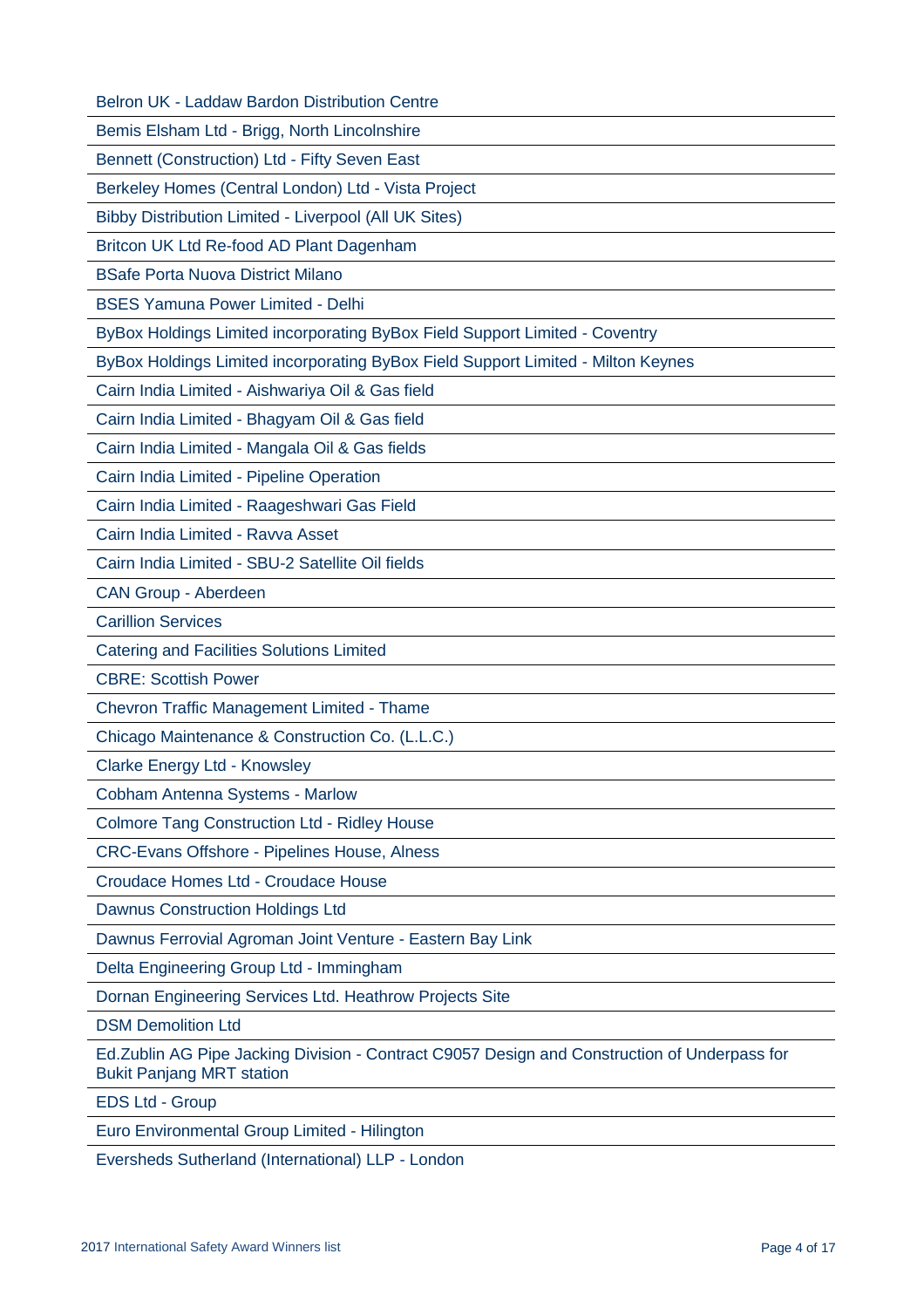Belron UK - Laddaw Bardon Distribution Centre

Bemis Elsham Ltd - Brigg, North Lincolnshire

Bennett (Construction) Ltd - Fifty Seven East

Berkeley Homes (Central London) Ltd - Vista Project

Bibby Distribution Limited - Liverpool (All UK Sites)

Britcon UK Ltd Re-food AD Plant Dagenham

BSafe Porta Nuova District Milano

BSES Yamuna Power Limited - Delhi

ByBox Holdings Limited incorporating ByBox Field Support Limited - Coventry

ByBox Holdings Limited incorporating ByBox Field Support Limited - Milton Keynes

Cairn India Limited - Aishwariya Oil & Gas field

Cairn India Limited - Bhagyam Oil & Gas field

Cairn India Limited - Mangala Oil & Gas fields

Cairn India Limited - Pipeline Operation

Cairn India Limited - Raageshwari Gas Field

Cairn India Limited - Ravva Asset

Cairn India Limited - SBU-2 Satellite Oil fields

CAN Group - Aberdeen

Carillion Services

Catering and Facilities Solutions Limited

CBRE: Scottish Power

Chevron Traffic Management Limited - Thame

Chicago Maintenance & Construction Co. (L.L.C.)

Clarke Energy Ltd - Knowsley

Cobham Antenna Systems - Marlow

Colmore Tang Construction Ltd - Ridley House

CRC-Evans Offshore - Pipelines House, Alness

Croudace Homes Ltd - Croudace House

Dawnus Construction Holdings Ltd

Dawnus Ferrovial Agroman Joint Venture - Eastern Bay Link

Delta Engineering Group Ltd - Immingham

Dornan Engineering Services Ltd. Heathrow Projects Site

DSM Demolition Ltd

Ed.Zublin AG Pipe Jacking Division - Contract C9057 Design and Construction of Underpass for Bukit Panjang MRT station

EDS Ltd - Group

Euro Environmental Group Limited - Hilington

Eversheds Sutherland (International) LLP - London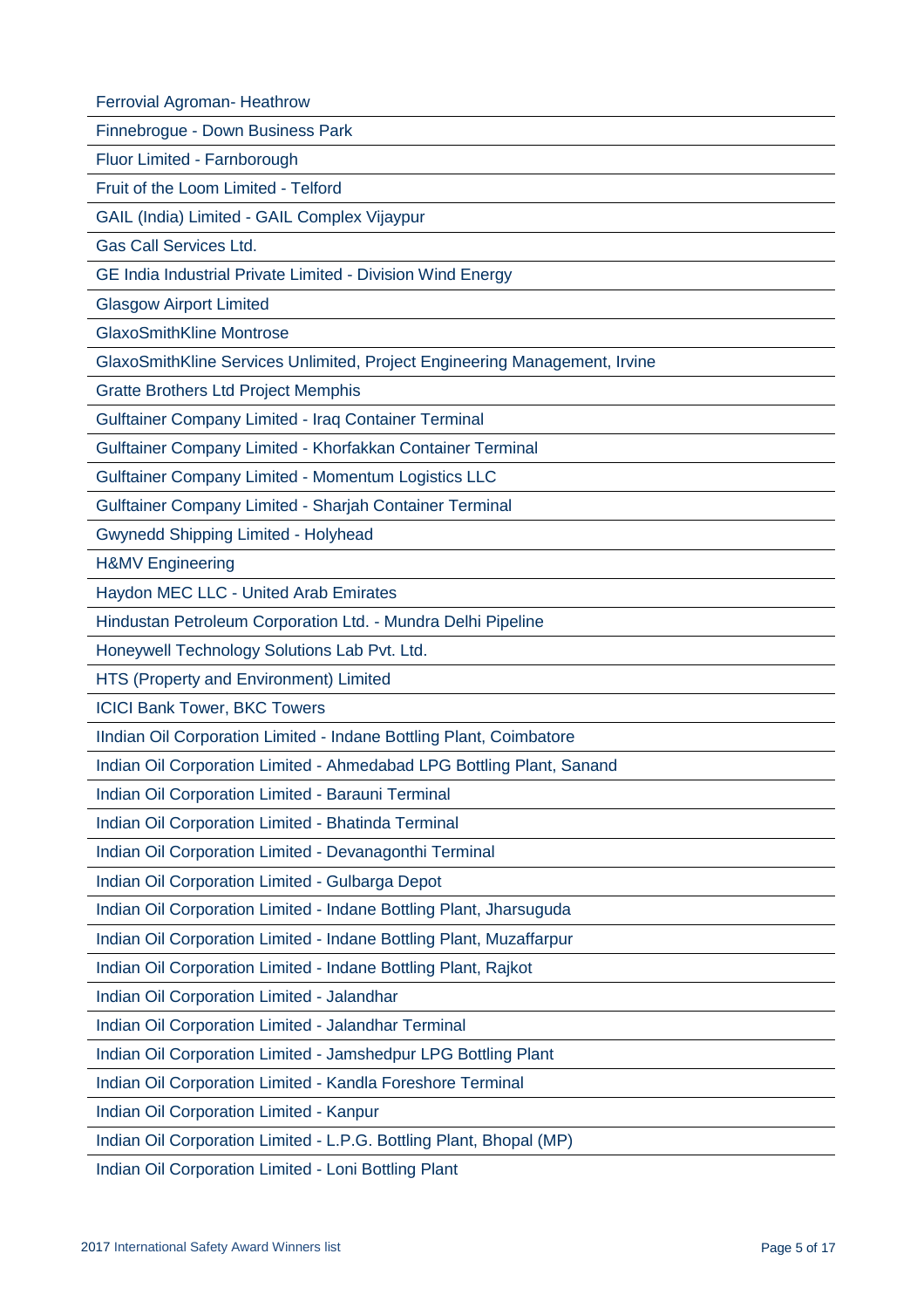| |
|---|
| Ferrovial Agroman- Heathrow |
| Finnebrogue - Down Business Park |
| Fluor Limited - Farnborough |
| Fruit of the Loom Limited - Telford |
| GAIL (India) Limited - GAIL Complex Vijaypur |
| Gas Call Services Ltd. |
| GE India Industrial Private Limited - Division Wind Energy |
| Glasgow Airport Limited |
| GlaxoSmithKline Montrose |
| GlaxoSmithKline Services Unlimited, Project Engineering Management, Irvine |
| Gratte Brothers Ltd Project Memphis |
| Gulftainer Company Limited - Iraq Container Terminal |
| Gulftainer Company Limited - Khorfakkan Container Terminal |
| Gulftainer Company Limited - Momentum Logistics LLC |
| Gulftainer Company Limited - Sharjah Container Terminal |
| Gwynedd Shipping Limited - Holyhead |
| H&MV Engineering |
| Haydon MEC LLC - United Arab Emirates |
| Hindustan Petroleum Corporation Ltd. - Mundra Delhi Pipeline |
| Honeywell Technology Solutions Lab Pvt. Ltd. |
| HTS (Property and Environment) Limited |
| ICICI Bank Tower, BKC Towers |
| IIndian Oil Corporation Limited - Indane Bottling Plant, Coimbatore |
| Indian Oil Corporation Limited - Ahmedabad LPG Bottling Plant, Sanand |
| Indian Oil Corporation Limited - Barauni Terminal |
| Indian Oil Corporation Limited - Bhatinda Terminal |
| Indian Oil Corporation Limited - Devanagonthi Terminal |
| Indian Oil Corporation Limited - Gulbarga Depot |
| Indian Oil Corporation Limited - Indane Bottling Plant, Jharsuguda |
| Indian Oil Corporation Limited - Indane Bottling Plant, Muzaffarpur |
| Indian Oil Corporation Limited - Indane Bottling Plant, Rajkot |
| Indian Oil Corporation Limited - Jalandhar |
| Indian Oil Corporation Limited - Jalandhar Terminal |
| Indian Oil Corporation Limited - Jamshedpur LPG Bottling Plant |
| Indian Oil Corporation Limited - Kandla Foreshore Terminal |
| Indian Oil Corporation Limited - Kanpur |
| Indian Oil Corporation Limited - L.P.G. Bottling Plant, Bhopal (MP) |
| Indian Oil Corporation Limited - Loni Bottling Plant |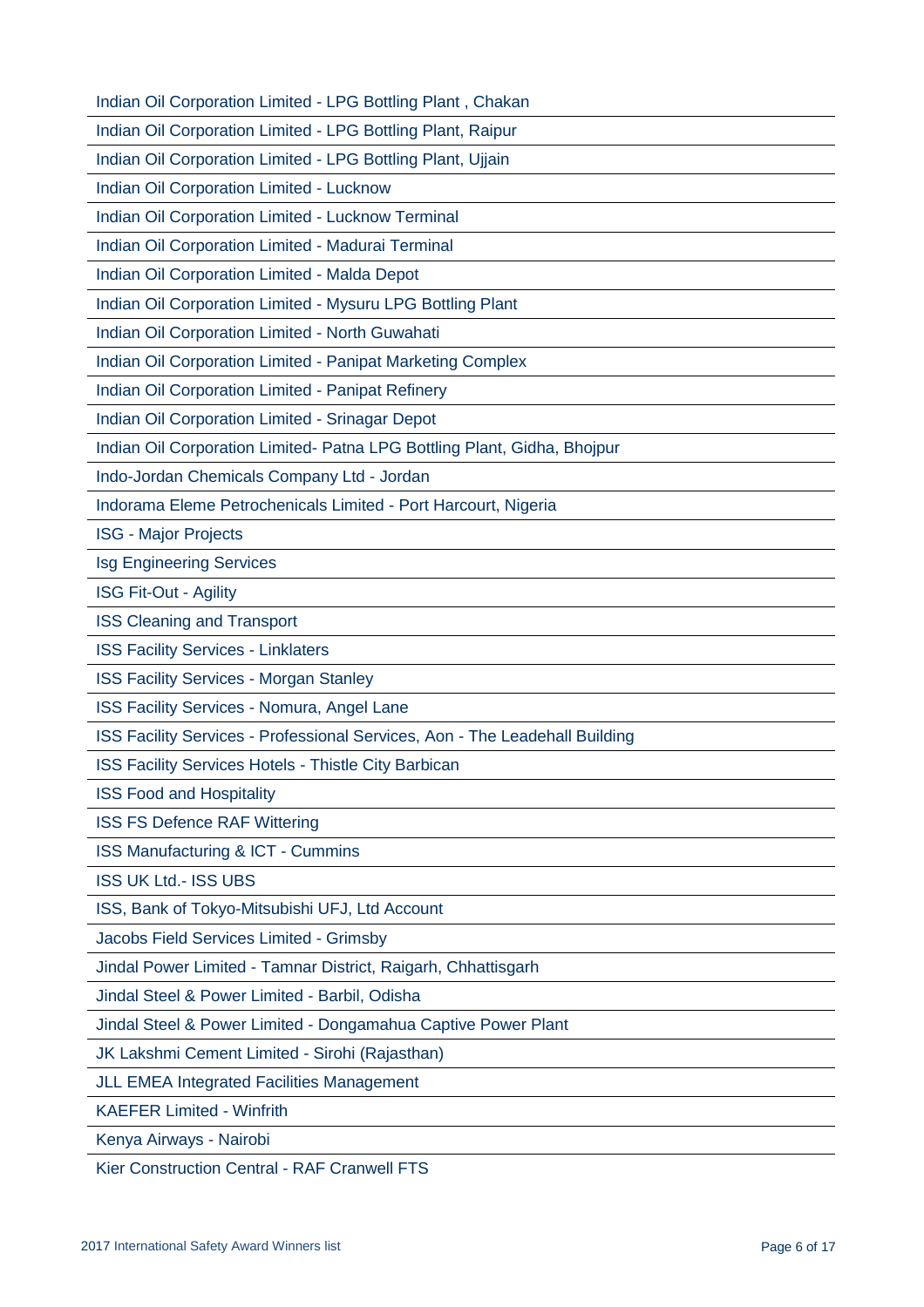Indian Oil Corporation Limited - LPG Bottling Plant , Chakan

Indian Oil Corporation Limited - LPG Bottling Plant, Raipur

Indian Oil Corporation Limited - LPG Bottling Plant, Ujjain

Indian Oil Corporation Limited - Lucknow

Indian Oil Corporation Limited - Lucknow Terminal

Indian Oil Corporation Limited - Madurai Terminal

Indian Oil Corporation Limited - Malda Depot

Indian Oil Corporation Limited - Mysuru LPG Bottling Plant

Indian Oil Corporation Limited - North Guwahati

Indian Oil Corporation Limited - Panipat Marketing Complex

Indian Oil Corporation Limited - Panipat Refinery

Indian Oil Corporation Limited - Srinagar Depot

Indian Oil Corporation Limited- Patna LPG Bottling Plant, Gidha, Bhojpur

Indo-Jordan Chemicals Company Ltd - Jordan

Indorama Eleme Petrochenicals Limited - Port Harcourt, Nigeria

ISG - Major Projects

Isg Engineering Services

ISG Fit-Out - Agility

ISS Cleaning and Transport

ISS Facility Services - Linklaters

ISS Facility Services - Morgan Stanley

ISS Facility Services - Nomura, Angel Lane

ISS Facility Services - Professional Services, Aon - The Leadehall Building

ISS Facility Services Hotels - Thistle City Barbican

ISS Food and Hospitality

ISS FS Defence RAF Wittering

ISS Manufacturing & ICT - Cummins

ISS UK Ltd.- ISS UBS

ISS, Bank of Tokyo-Mitsubishi UFJ, Ltd Account

Jacobs Field Services Limited - Grimsby

Jindal Power Limited - Tamnar District, Raigarh, Chhattisgarh

Jindal Steel & Power Limited - Barbil, Odisha

Jindal Steel & Power Limited - Dongamahua Captive Power Plant

JK Lakshmi Cement Limited - Sirohi (Rajasthan)

JLL EMEA Integrated Facilities Management

KAEFER Limited - Winfrith

Kenya Airways - Nairobi

Kier Construction Central - RAF Cranwell FTS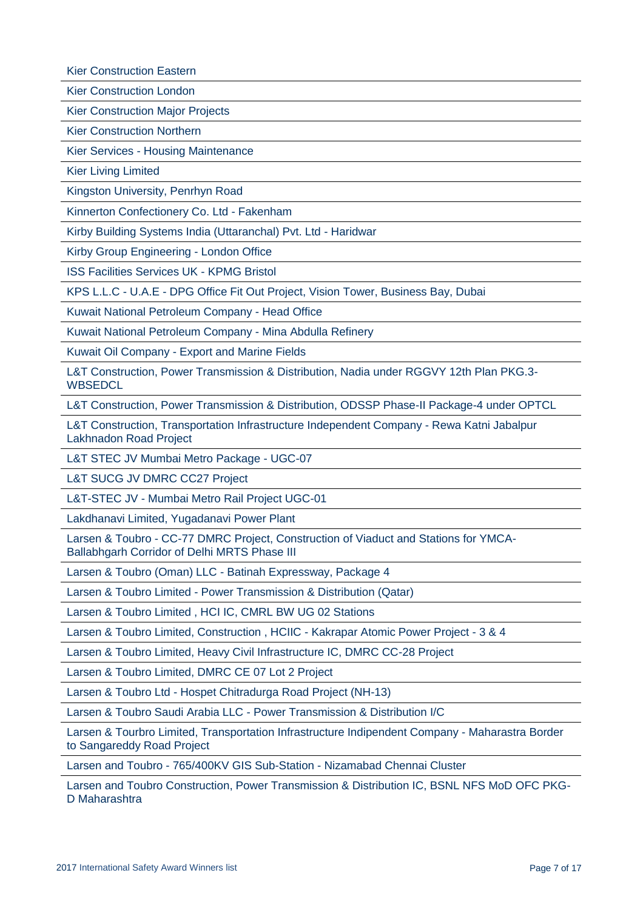Kier Construction Eastern

Kier Construction London

Kier Construction Major Projects

Kier Construction Northern

Kier Services - Housing Maintenance

Kier Living Limited

Kingston University, Penrhyn Road

Kinnerton Confectionery Co. Ltd - Fakenham

Kirby Building Systems India (Uttaranchal) Pvt. Ltd - Haridwar

Kirby Group Engineering - London Office

ISS Facilities Services UK - KPMG Bristol

KPS L.L.C - U.A.E - DPG Office Fit Out Project, Vision Tower, Business Bay, Dubai

Kuwait National Petroleum Company - Head Office

Kuwait National Petroleum Company - Mina Abdulla Refinery

Kuwait Oil Company - Export and Marine Fields

L&T Construction, Power Transmission & Distribution, Nadia under RGGVY 12th Plan PKG.3-WBSEDCL

L&T Construction, Power Transmission & Distribution, ODSSP Phase-II Package-4 under OPTCL

L&T Construction, Transportation Infrastructure Independent Company - Rewa Katni Jabalpur Lakhnadon Road Project

L&T STEC JV Mumbai Metro Package - UGC-07

L&T SUCG JV DMRC CC27 Project

L&T-STEC JV - Mumbai Metro Rail Project UGC-01

Lakdhanavi Limited, Yugadanavi Power Plant

Larsen & Toubro - CC-77 DMRC Project, Construction of Viaduct and Stations for YMCA-Ballabhgarh Corridor of Delhi MRTS Phase III

Larsen & Toubro (Oman) LLC - Batinah Expressway, Package 4

Larsen & Toubro Limited - Power Transmission & Distribution (Qatar)

Larsen & Toubro Limited , HCI IC, CMRL BW UG 02 Stations

Larsen & Toubro Limited, Construction , HCIIC - Kakrapar Atomic Power Project - 3 & 4

Larsen & Toubro Limited, Heavy Civil Infrastructure IC, DMRC CC-28 Project

Larsen & Toubro Limited, DMRC CE 07 Lot 2 Project

Larsen & Toubro Ltd - Hospet Chitradurga Road Project (NH-13)

Larsen & Toubro Saudi Arabia LLC - Power Transmission & Distribution I/C

Larsen & Tourbro Limited, Transportation Infrastructure Indipendent Company - Maharastra Border to Sangareddy Road Project

Larsen and Toubro - 765/400KV GIS Sub-Station - Nizamabad Chennai Cluster

Larsen and Toubro Construction, Power Transmission & Distribution IC, BSNL NFS MoD OFC PKG-D Maharashtra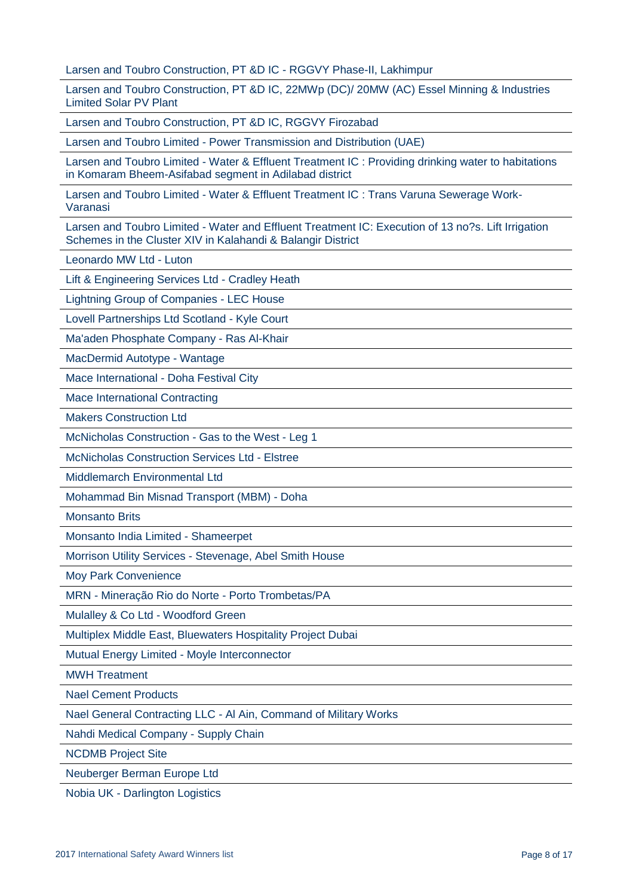Larsen and Toubro Construction, PT &D IC - RGGVY Phase-II, Lakhimpur

Larsen and Toubro Construction, PT &D IC, 22MWp (DC)/ 20MW (AC) Essel Minning & Industries Limited Solar PV Plant

Larsen and Toubro Construction, PT &D IC, RGGVY Firozabad

Larsen and Toubro Limited - Power Transmission and Distribution (UAE)

Larsen and Toubro Limited - Water & Effluent Treatment IC : Providing drinking water to habitations in Komaram Bheem-Asifabad segment in Adilabad district

Larsen and Toubro Limited - Water & Effluent Treatment IC : Trans Varuna Sewerage Work-Varanasi

Larsen and Toubro Limited - Water and Effluent Treatment IC: Execution of 13 no?s. Lift Irrigation Schemes in the Cluster XIV in Kalahandi & Balangir District

Leonardo MW Ltd - Luton

Lift & Engineering Services Ltd - Cradley Heath

Lightning Group of Companies - LEC House

Lovell Partnerships Ltd Scotland - Kyle Court

Ma'aden Phosphate Company - Ras Al-Khair

MacDermid Autotype - Wantage

Mace International - Doha Festival City

Mace International Contracting

Makers Construction Ltd

McNicholas Construction - Gas to the West - Leg 1

McNicholas Construction Services Ltd - Elstree

Middlemarch Environmental Ltd

Mohammad Bin Misnad Transport (MBM) - Doha

Monsanto Brits

Monsanto India Limited - Shameerpet

Morrison Utility Services - Stevenage, Abel Smith House

Moy Park Convenience

MRN - Mineração Rio do Norte - Porto Trombetas/PA

Mulalley & Co Ltd - Woodford Green

Multiplex Middle East, Bluewaters Hospitality Project Dubai

Mutual Energy Limited - Moyle Interconnector

MWH Treatment

Nael Cement Products

Nael General Contracting LLC - Al Ain, Command of Military Works

Nahdi Medical Company - Supply Chain

NCDMB Project Site

Neuberger Berman Europe Ltd

Nobia UK - Darlington Logistics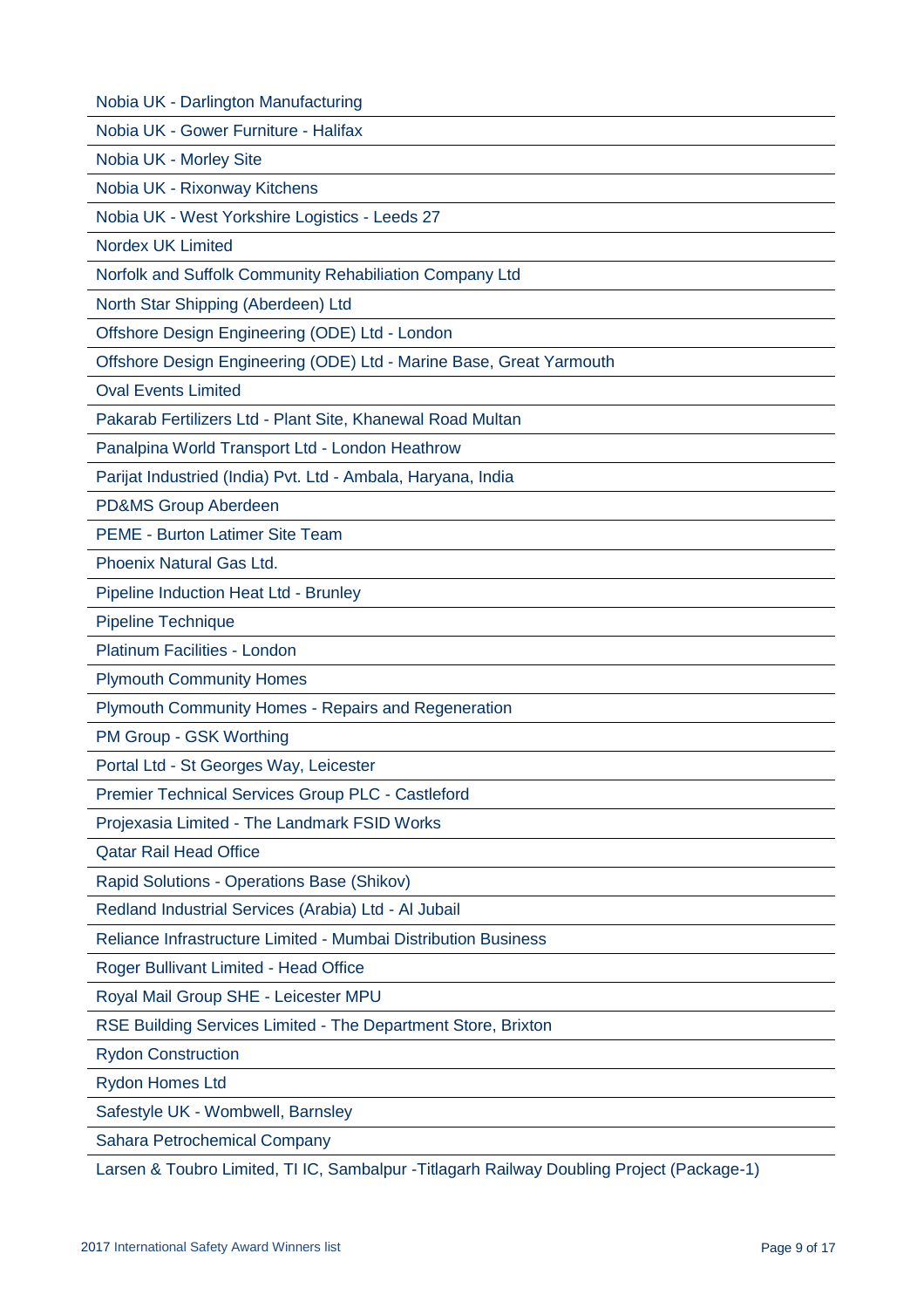| |
|---|
| Nobia UK - Darlington Manufacturing |
| Nobia UK - Gower Furniture - Halifax |
| Nobia UK - Morley Site |
| Nobia UK - Rixonway Kitchens |
| Nobia UK - West Yorkshire Logistics - Leeds 27 |
| Nordex UK Limited |
| Norfolk and Suffolk Community Rehabiliation Company Ltd |
| North Star Shipping (Aberdeen) Ltd |
| Offshore Design Engineering (ODE) Ltd - London |
| Offshore Design Engineering (ODE) Ltd - Marine Base, Great Yarmouth |
| Oval Events Limited |
| Pakarab Fertilizers Ltd - Plant Site, Khanewal Road Multan |
| Panalpina World Transport Ltd - London Heathrow |
| Parijat Industried (India) Pvt. Ltd - Ambala, Haryana, India |
| PD&MS Group Aberdeen |
| PEME - Burton Latimer Site Team |
| Phoenix Natural Gas Ltd. |
| Pipeline Induction Heat Ltd - Brunley |
| Pipeline Technique |
| Platinum Facilities - London |
| Plymouth Community Homes |
| Plymouth Community Homes - Repairs and Regeneration |
| PM Group - GSK Worthing |
| Portal Ltd - St Georges Way, Leicester |
| Premier Technical Services Group PLC - Castleford |
| Projexasia Limited - The Landmark FSID Works |
| Qatar Rail Head Office |
| Rapid Solutions - Operations Base (Shikov) |
| Redland Industrial Services (Arabia) Ltd - Al Jubail |
| Reliance Infrastructure Limited - Mumbai Distribution Business |
| Roger Bullivant Limited - Head Office |
| Royal Mail Group SHE - Leicester MPU |
| RSE Building Services Limited - The Department Store, Brixton |
| Rydon Construction |
| Rydon Homes Ltd |
| Safestyle UK - Wombwell, Barnsley |
| Sahara Petrochemical Company |
| Larsen & Toubro Limited, TI IC, Sambalpur -Titlagarh Railway Doubling Project (Package-1) |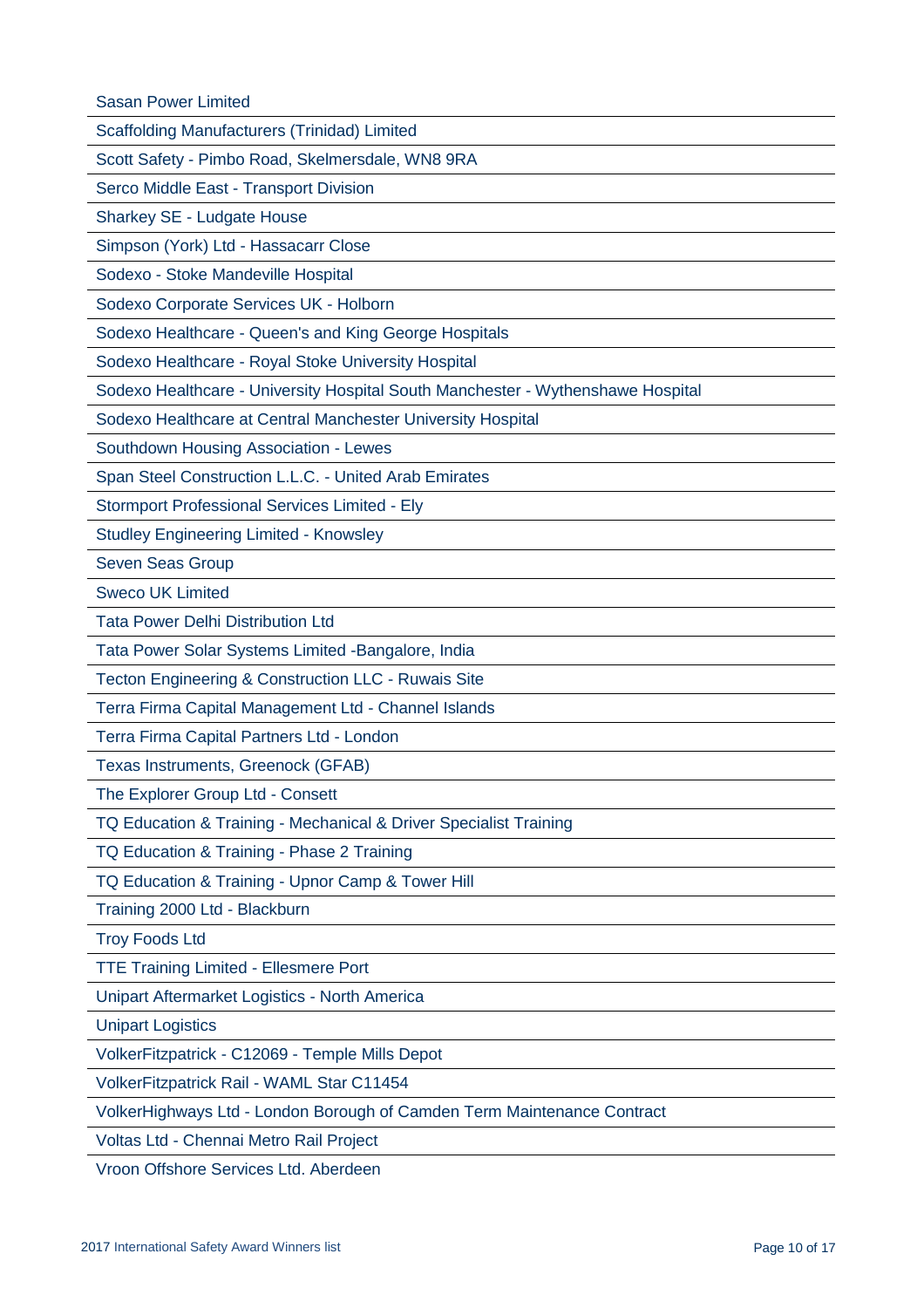| |
|---|
| Sasan Power Limited |
| Scaffolding Manufacturers (Trinidad) Limited |
| Scott Safety - Pimbo Road, Skelmersdale, WN8 9RA |
| Serco Middle East - Transport Division |
| Sharkey SE - Ludgate House |
| Simpson (York) Ltd - Hassacarr Close |
| Sodexo - Stoke Mandeville Hospital |
| Sodexo Corporate Services UK - Holborn |
| Sodexo Healthcare - Queen's and King George Hospitals |
| Sodexo Healthcare - Royal Stoke University Hospital |
| Sodexo Healthcare - University Hospital South Manchester - Wythenshawe Hospital |
| Sodexo Healthcare at Central Manchester University Hospital |
| Southdown Housing Association - Lewes |
| Span Steel Construction L.L.C. - United Arab Emirates |
| Stormport Professional Services Limited - Ely |
| Studley Engineering Limited - Knowsley |
| Seven Seas Group |
| Sweco UK Limited |
| Tata Power Delhi Distribution Ltd |
| Tata Power Solar Systems Limited -Bangalore, India |
| Tecton Engineering & Construction LLC - Ruwais Site |
| Terra Firma Capital Management Ltd - Channel Islands |
| Terra Firma Capital Partners Ltd - London |
| Texas Instruments, Greenock (GFAB) |
| The Explorer Group Ltd - Consett |
| TQ Education & Training - Mechanical & Driver Specialist Training |
| TQ Education & Training - Phase 2 Training |
| TQ Education & Training - Upnor Camp & Tower Hill |
| Training 2000 Ltd - Blackburn |
| Troy Foods Ltd |
| TTE Training Limited - Ellesmere Port |
| Unipart Aftermarket Logistics - North America |
| Unipart Logistics |
| VolkerFitzpatrick - C12069 - Temple Mills Depot |
| VolkerFitzpatrick Rail - WAML Star C11454 |
| VolkerHighways Ltd - London Borough of Camden Term Maintenance Contract |
| Voltas Ltd - Chennai Metro Rail Project |
| Vroon Offshore Services Ltd. Aberdeen |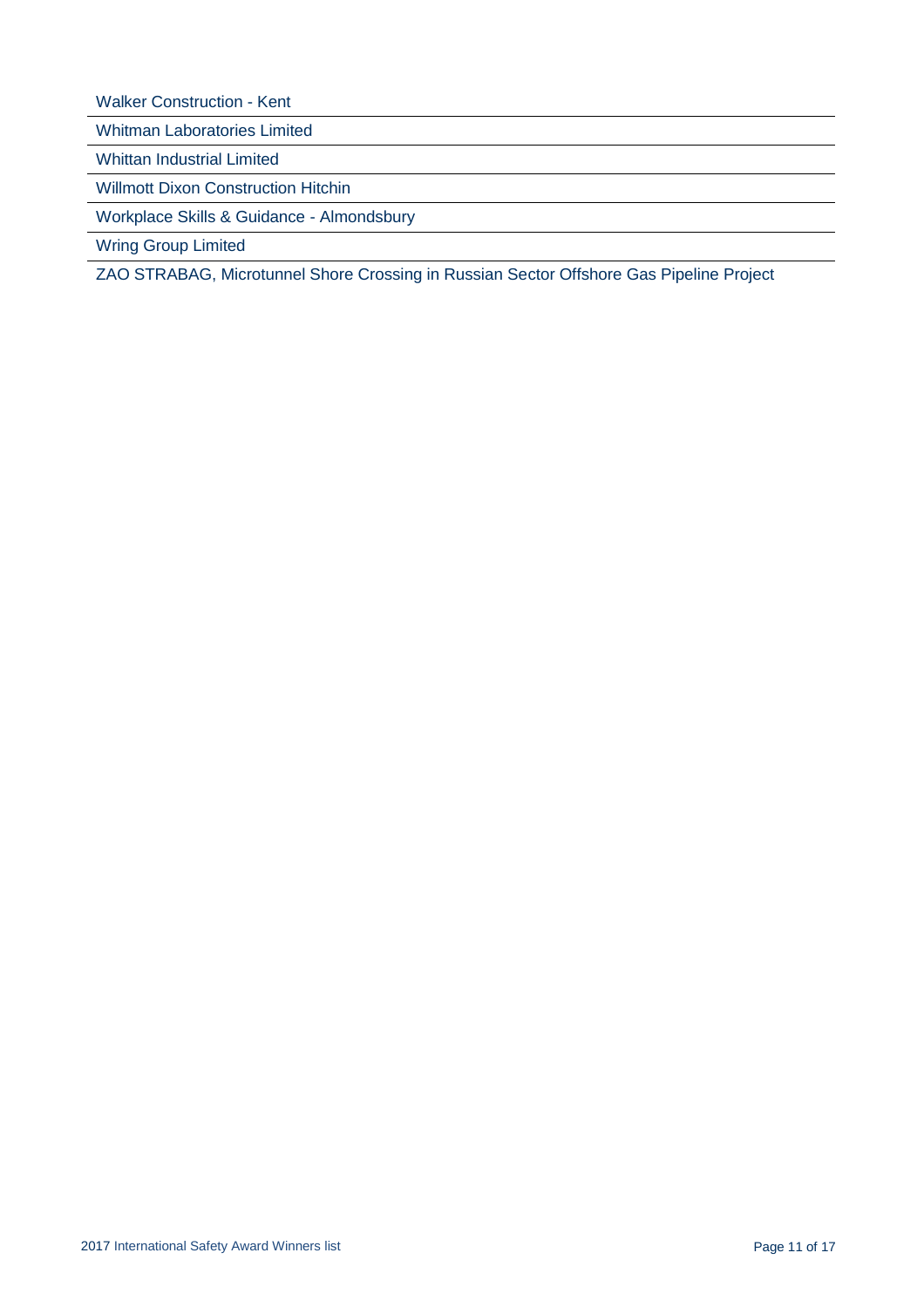| |
|---|
| Walker Construction - Kent |
| Whitman Laboratories Limited |
| Whittan Industrial Limited |
| Willmott Dixon Construction Hitchin |
| Workplace Skills & Guidance - Almondsbury |
| Wring Group Limited |
| ZAO STRABAG, Microtunnel Shore Crossing in Russian Sector Offshore Gas Pipeline Project |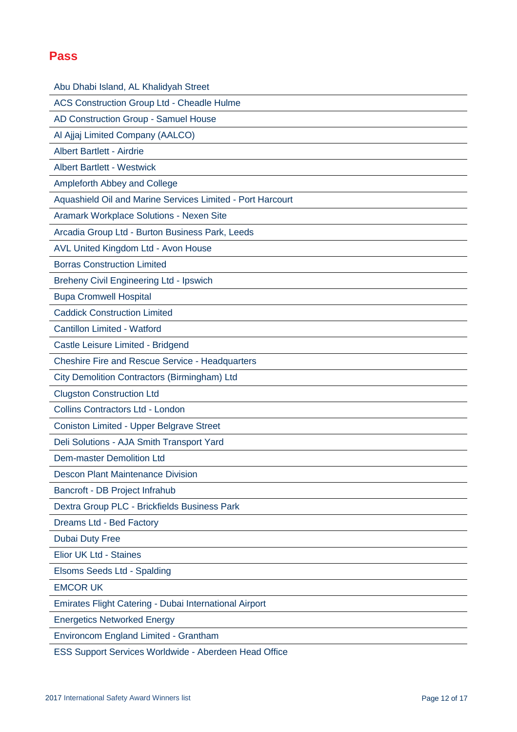## Pass

| |
|---|
| Abu Dhabi Island, AL Khalidyah Street |
| ACS Construction Group Ltd - Cheadle Hulme |
| AD Construction Group - Samuel House |
| Al Ajjaj Limited Company (AALCO) |
| Albert Bartlett - Airdrie |
| Albert Bartlett - Westwick |
| Ampleforth Abbey and College |
| Aquashield Oil and Marine Services Limited - Port Harcourt |
| Aramark Workplace Solutions - Nexen Site |
| Arcadia Group Ltd - Burton Business Park, Leeds |
| AVL United Kingdom Ltd - Avon House |
| Borras Construction Limited |
| Breheny Civil Engineering Ltd - Ipswich |
| Bupa Cromwell Hospital |
| Caddick Construction Limited |
| Cantillon Limited - Watford |
| Castle Leisure Limited - Bridgend |
| Cheshire Fire and Rescue Service - Headquarters |
| City Demolition Contractors (Birmingham) Ltd |
| Clugston Construction Ltd |
| Collins Contractors Ltd - London |
| Coniston Limited - Upper Belgrave Street |
| Deli Solutions - AJA Smith Transport Yard |
| Dem-master Demolition Ltd |
| Descon Plant Maintenance Division |
| Bancroft - DB Project Infrahub |
| Dextra Group PLC - Brickfields Business Park |
| Dreams Ltd - Bed Factory |
| Dubai Duty Free |
| Elior UK Ltd - Staines |
| Elsoms Seeds Ltd - Spalding |
| EMCOR UK |
| Emirates Flight Catering - Dubai International Airport |
| Energetics Networked Energy |
| Environcom England Limited - Grantham |
| ESS Support Services Worldwide - Aberdeen Head Office |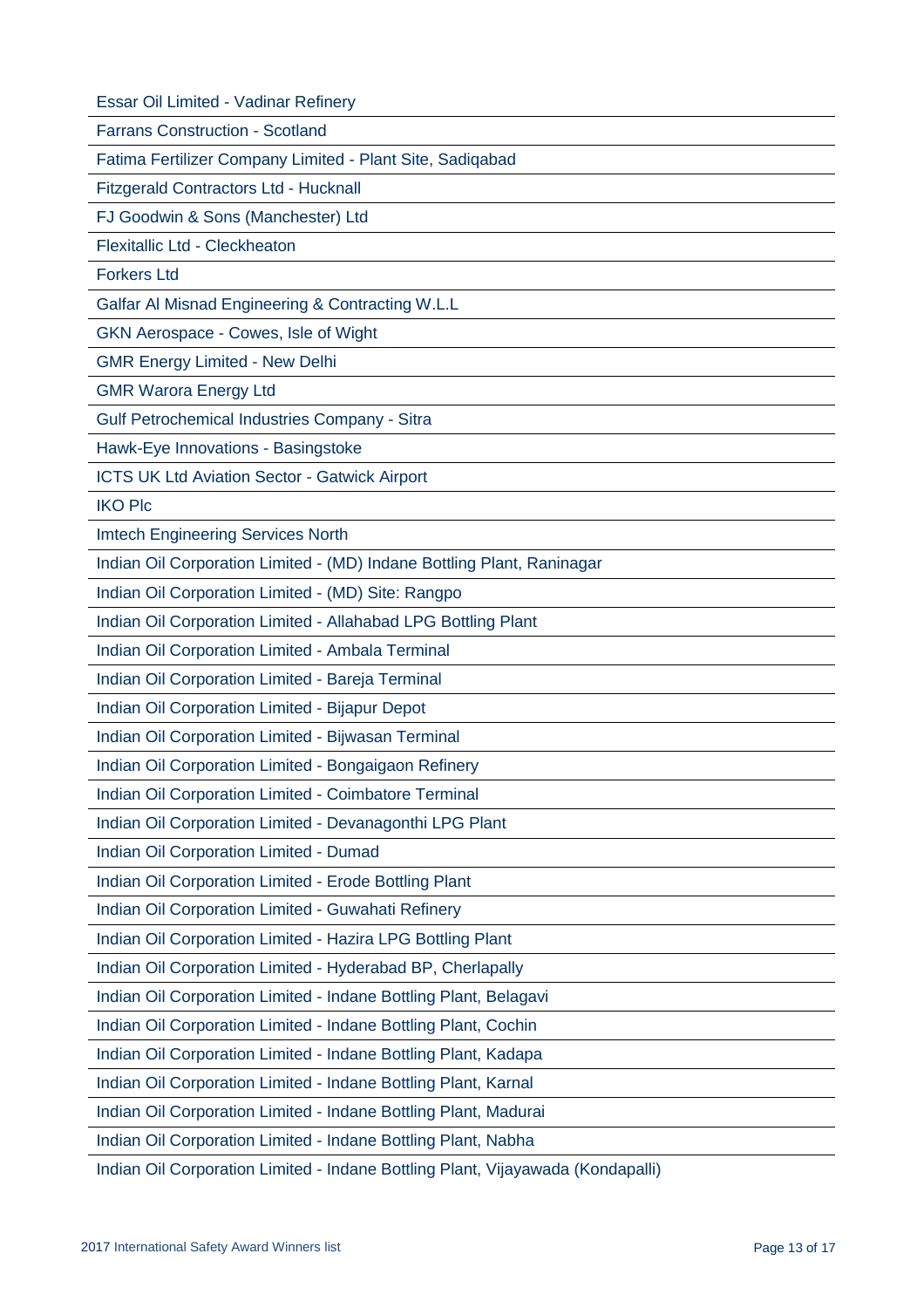| |
|---|
| Essar Oil Limited - Vadinar Refinery |
| Farrans Construction - Scotland |
| Fatima Fertilizer Company Limited - Plant Site, Sadiqabad |
| Fitzgerald Contractors Ltd - Hucknall |
| FJ Goodwin & Sons (Manchester) Ltd |
| Flexitallic Ltd - Cleckheaton |
| Forkers Ltd |
| Galfar Al Misnad Engineering & Contracting W.L.L |
| GKN Aerospace - Cowes, Isle of Wight |
| GMR Energy Limited - New Delhi |
| GMR Warora Energy Ltd |
| Gulf Petrochemical Industries Company - Sitra |
| Hawk-Eye Innovations - Basingstoke |
| ICTS UK Ltd Aviation Sector - Gatwick Airport |
| IKO Plc |
| Imtech Engineering Services North |
| Indian Oil Corporation Limited - (MD) Indane Bottling Plant, Raninagar |
| Indian Oil Corporation Limited - (MD) Site: Rangpo |
| Indian Oil Corporation Limited - Allahabad LPG Bottling Plant |
| Indian Oil Corporation Limited - Ambala Terminal |
| Indian Oil Corporation Limited - Bareja Terminal |
| Indian Oil Corporation Limited - Bijapur Depot |
| Indian Oil Corporation Limited - Bijwasan Terminal |
| Indian Oil Corporation Limited - Bongaigaon Refinery |
| Indian Oil Corporation Limited - Coimbatore Terminal |
| Indian Oil Corporation Limited - Devanagonthi LPG Plant |
| Indian Oil Corporation Limited - Dumad |
| Indian Oil Corporation Limited - Erode Bottling Plant |
| Indian Oil Corporation Limited - Guwahati Refinery |
| Indian Oil Corporation Limited - Hazira LPG Bottling Plant |
| Indian Oil Corporation Limited - Hyderabad BP, Cherlapally |
| Indian Oil Corporation Limited - Indane Bottling Plant, Belagavi |
| Indian Oil Corporation Limited - Indane Bottling Plant, Cochin |
| Indian Oil Corporation Limited - Indane Bottling Plant, Kadapa |
| Indian Oil Corporation Limited - Indane Bottling Plant, Karnal |
| Indian Oil Corporation Limited - Indane Bottling Plant, Madurai |
| Indian Oil Corporation Limited - Indane Bottling Plant, Nabha |
| Indian Oil Corporation Limited - Indane Bottling Plant, Vijayawada (Kondapalli) |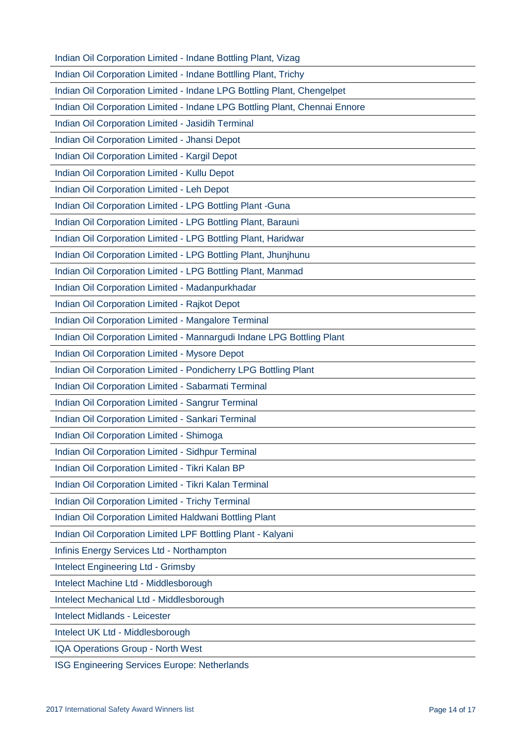Indian Oil Corporation Limited - Indane Bottling Plant, Vizag

Indian Oil Corporation Limited - Indane Bottlling Plant, Trichy

Indian Oil Corporation Limited - Indane LPG Bottling Plant, Chengelpet

Indian Oil Corporation Limited - Indane LPG Bottling Plant, Chennai Ennore

Indian Oil Corporation Limited - Jasidih Terminal

Indian Oil Corporation Limited - Jhansi Depot

Indian Oil Corporation Limited - Kargil Depot

Indian Oil Corporation Limited - Kullu Depot

Indian Oil Corporation Limited - Leh Depot

Indian Oil Corporation Limited - LPG Bottling Plant -Guna

Indian Oil Corporation Limited - LPG Bottling Plant, Barauni

Indian Oil Corporation Limited - LPG Bottling Plant, Haridwar

Indian Oil Corporation Limited - LPG Bottling Plant, Jhunjhunu

Indian Oil Corporation Limited - LPG Bottling Plant, Manmad

Indian Oil Corporation Limited - Madanpurkhadar

Indian Oil Corporation Limited - Rajkot Depot

Indian Oil Corporation Limited - Mangalore Terminal

Indian Oil Corporation Limited - Mannargudi Indane LPG Bottling Plant

Indian Oil Corporation Limited - Mysore Depot

Indian Oil Corporation Limited - Pondicherry LPG Bottling Plant

Indian Oil Corporation Limited - Sabarmati Terminal

Indian Oil Corporation Limited - Sangrur Terminal

Indian Oil Corporation Limited - Sankari Terminal

Indian Oil Corporation Limited - Shimoga

Indian Oil Corporation Limited - Sidhpur Terminal

Indian Oil Corporation Limited - Tikri Kalan BP

Indian Oil Corporation Limited - Tikri Kalan Terminal

Indian Oil Corporation Limited - Trichy Terminal

Indian Oil Corporation Limited Haldwani Bottling Plant

Indian Oil Corporation Limited LPF Bottling Plant - Kalyani

Infinis Energy Services Ltd - Northampton

Intelect Engineering Ltd - Grimsby

Intelect Machine Ltd - Middlesborough

Intelect Mechanical Ltd - Middlesborough

Intelect Midlands - Leicester

Intelect UK Ltd - Middlesborough

IQA Operations Group - North West

ISG Engineering Services Europe: Netherlands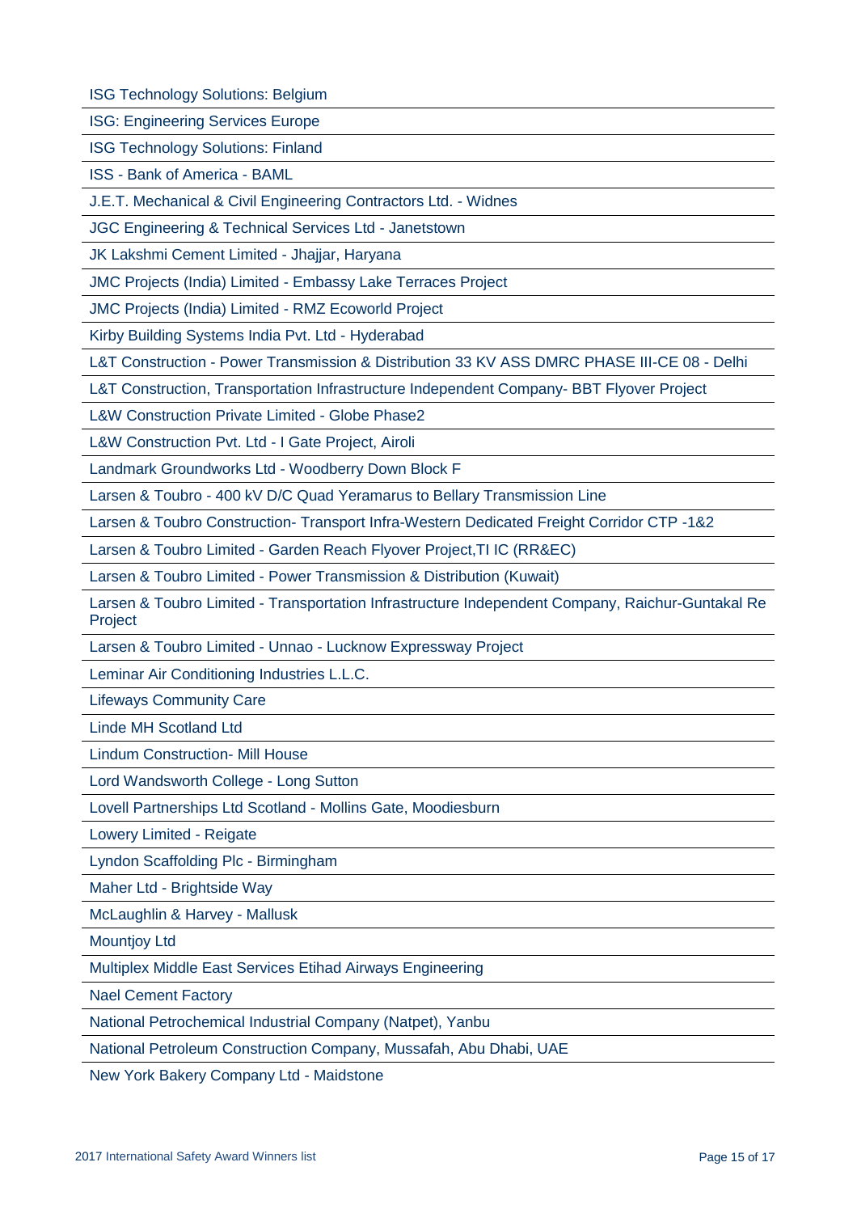ISG Technology Solutions: Belgium

ISG: Engineering Services Europe

ISG Technology Solutions: Finland

ISS - Bank of America - BAML

J.E.T. Mechanical & Civil Engineering Contractors Ltd. - Widnes

JGC Engineering & Technical Services Ltd - Janetstown

JK Lakshmi Cement Limited - Jhajjar, Haryana

JMC Projects (India) Limited - Embassy Lake Terraces Project

JMC Projects (India) Limited - RMZ Ecoworld Project

Kirby Building Systems India Pvt. Ltd - Hyderabad

L&T Construction - Power Transmission & Distribution 33 KV ASS DMRC PHASE III-CE 08 - Delhi

L&T Construction, Transportation Infrastructure Independent Company- BBT Flyover Project

L&W Construction Private Limited - Globe Phase2

L&W Construction Pvt. Ltd - I Gate Project, Airoli

Landmark Groundworks Ltd - Woodberry Down Block F

Larsen & Toubro - 400 kV D/C Quad Yeramarus to Bellary Transmission Line

Larsen & Toubro Construction- Transport Infra-Western Dedicated Freight Corridor CTP -1&2

Larsen & Toubro Limited - Garden Reach Flyover Project,TI IC (RR&EC)

Larsen & Toubro Limited - Power Transmission & Distribution (Kuwait)

Larsen & Toubro Limited - Transportation Infrastructure Independent Company, Raichur-Guntakal Re Project

Larsen & Toubro Limited - Unnao - Lucknow Expressway Project

Leminar Air Conditioning Industries L.L.C.

Lifeways Community Care

Linde MH Scotland Ltd

Lindum Construction- Mill House

Lord Wandsworth College - Long Sutton

Lovell Partnerships Ltd Scotland - Mollins Gate, Moodiesburn

Lowery Limited - Reigate

Lyndon Scaffolding Plc - Birmingham

Maher Ltd - Brightside Way

McLaughlin & Harvey - Mallusk

Mountjoy Ltd

Multiplex Middle East Services Etihad Airways Engineering

Nael Cement Factory

National Petrochemical Industrial Company (Natpet), Yanbu

National Petroleum Construction Company, Mussafah, Abu Dhabi, UAE

New York Bakery Company Ltd - Maidstone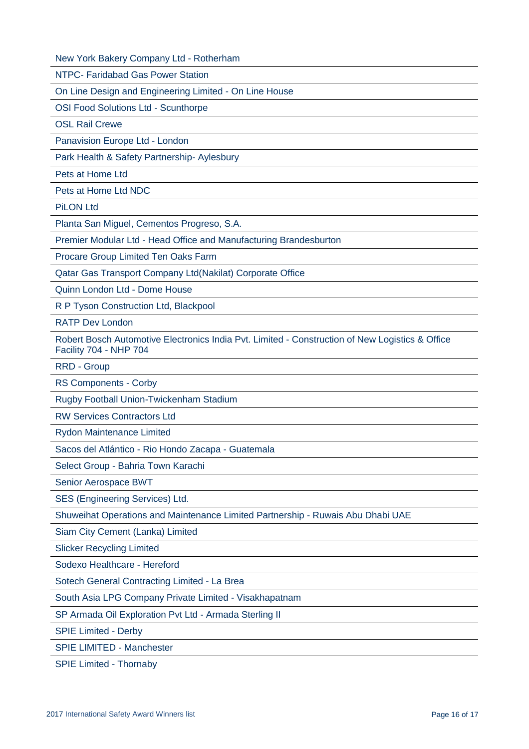New York Bakery Company Ltd - Rotherham

NTPC- Faridabad Gas Power Station

On Line Design and Engineering Limited - On Line House

OSI Food Solutions Ltd - Scunthorpe

OSL Rail Crewe

Panavision Europe Ltd - London

Park Health & Safety Partnership- Aylesbury

Pets at Home Ltd

Pets at Home Ltd NDC

PiLON Ltd

Planta San Miguel, Cementos Progreso, S.A.

Premier Modular Ltd - Head Office and Manufacturing Brandesburton

Procare Group Limited Ten Oaks Farm

Qatar Gas Transport Company Ltd(Nakilat) Corporate Office

Quinn London Ltd - Dome House

R P Tyson Construction Ltd, Blackpool

RATP Dev London

Robert Bosch Automotive Electronics India Pvt. Limited - Construction of New Logistics & Office Facility 704 - NHP 704

RRD - Group

RS Components - Corby

Rugby Football Union-Twickenham Stadium

RW Services Contractors Ltd

Rydon Maintenance Limited

Sacos del Atlántico - Rio Hondo Zacapa - Guatemala

Select Group - Bahria Town Karachi

Senior Aerospace BWT

SES (Engineering Services) Ltd.

Shuweihat Operations and Maintenance Limited Partnership - Ruwais Abu Dhabi UAE

Siam City Cement (Lanka) Limited

Slicker Recycling Limited

Sodexo Healthcare - Hereford

Sotech General Contracting Limited - La Brea

South Asia LPG Company Private Limited - Visakhapatnam

SP Armada Oil Exploration Pvt Ltd - Armada Sterling II

SPIE Limited - Derby

SPIE LIMITED - Manchester

SPIE Limited - Thornaby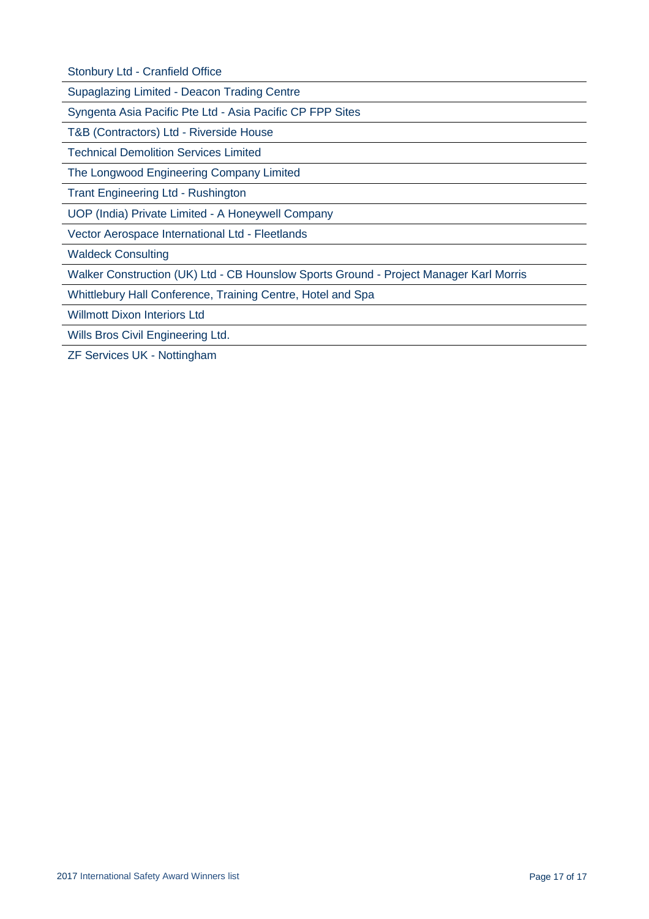| |
|---|
| Stonbury Ltd - Cranfield Office |
| Supaglazing Limited - Deacon Trading Centre |
| Syngenta Asia Pacific Pte Ltd - Asia Pacific CP FPP Sites |
| T&B (Contractors) Ltd - Riverside House |
| Technical Demolition Services Limited |
| The Longwood Engineering Company Limited |
| Trant Engineering Ltd - Rushington |
| UOP (India) Private Limited - A Honeywell Company |
| Vector Aerospace International Ltd - Fleetlands |
| Waldeck Consulting |
| Walker Construction (UK) Ltd - CB Hounslow Sports Ground - Project Manager Karl Morris |
| Whittlebury Hall Conference, Training Centre, Hotel and Spa |
| Willmott Dixon Interiors Ltd |
| Wills Bros Civil Engineering Ltd. |
| ZF Services UK - Nottingham |